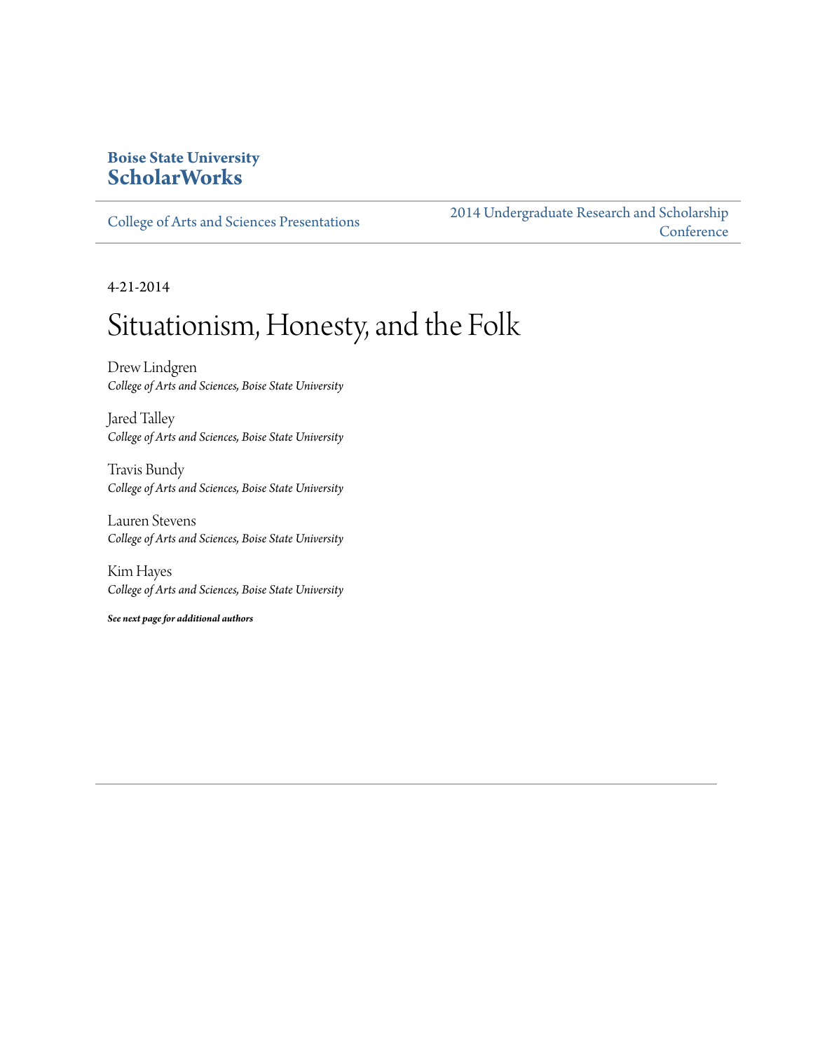**Boise State University**
**ScholarWorks**

College of Arts and Sciences Presentations | 2014 Undergraduate Research and Scholarship Conference

4-21-2014

# Situationism, Honesty, and the Folk

Drew Lindgren
*College of Arts and Sciences, Boise State University*

Jared Talley
*College of Arts and Sciences, Boise State University*

Travis Bundy
*College of Arts and Sciences, Boise State University*

Lauren Stevens
*College of Arts and Sciences, Boise State University*

Kim Hayes
*College of Arts and Sciences, Boise State University*

***See next page for additional authors***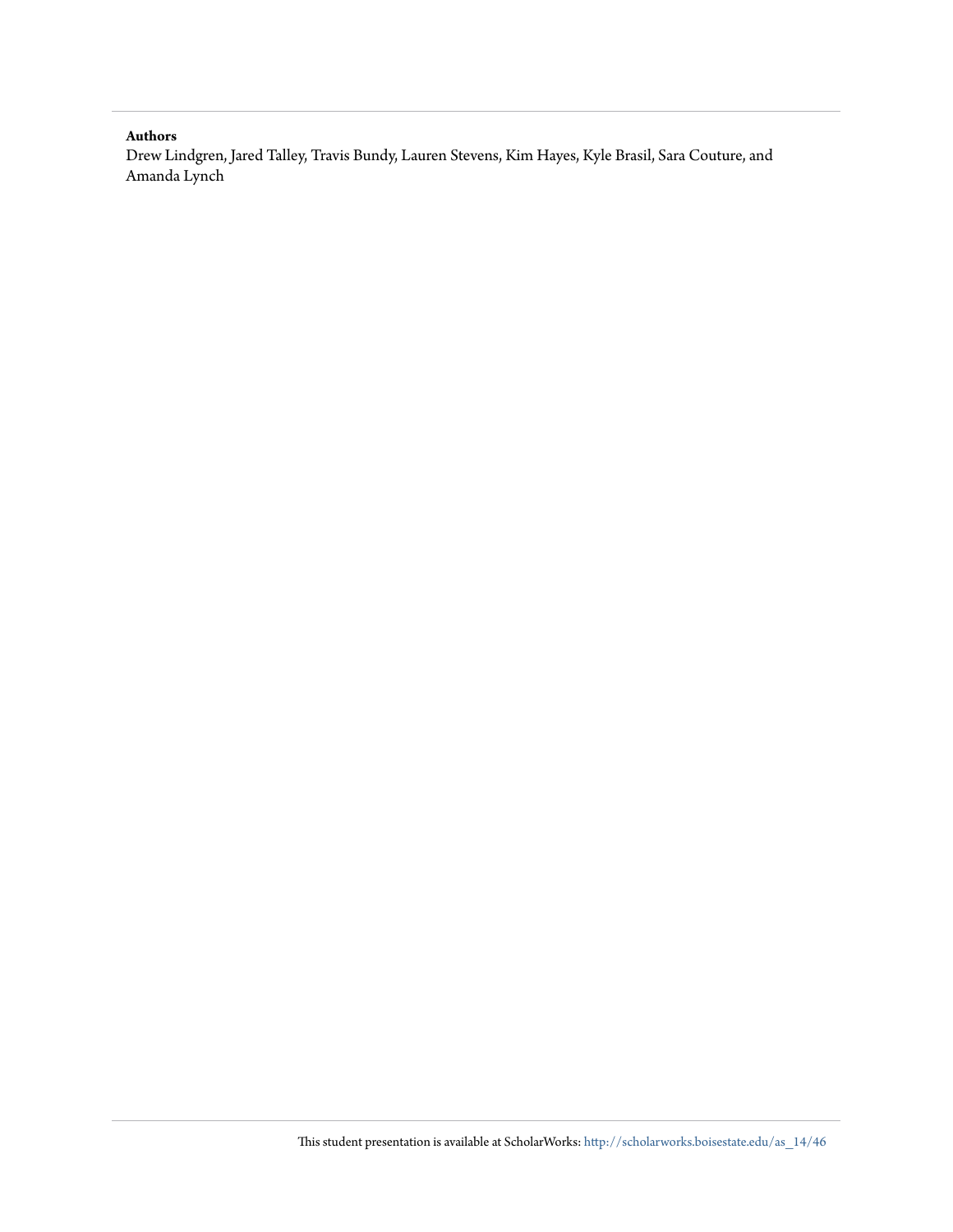**Authors**

Drew Lindgren, Jared Talley, Travis Bundy, Lauren Stevens, Kim Hayes, Kyle Brasil, Sara Couture, and Amanda Lynch

This student presentation is available at ScholarWorks: http://scholarworks.boisestate.edu/as_14/46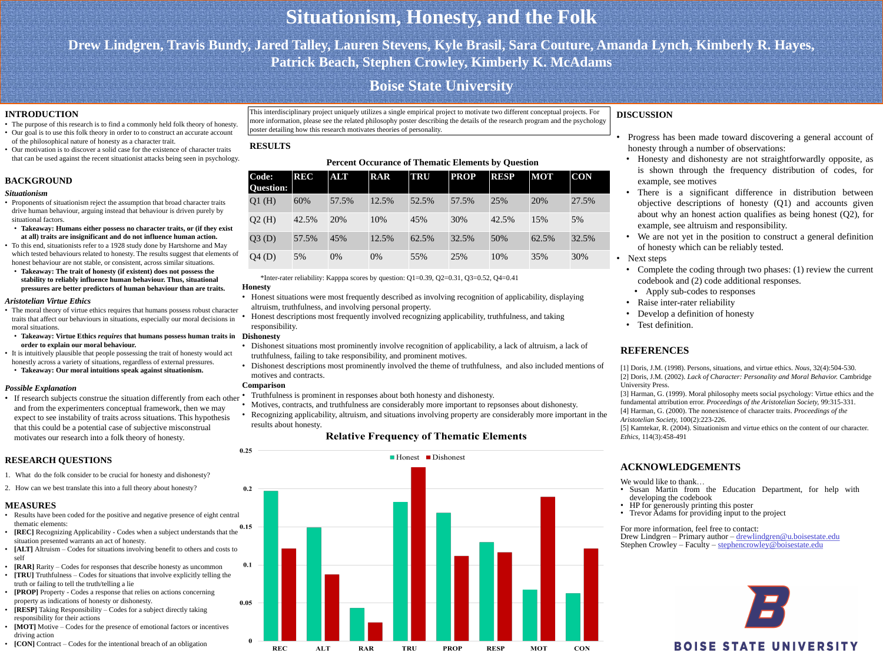# Situationism, Honesty, and the Folk

**Drew Lindgren, Travis Bundy, Jared Talley, Lauren Stevens, Kyle Brasil, Sara Couture, Amanda Lynch, Kimberly R. Hayes, Patrick Beach, Stephen Crowley, Kimberly K. McAdams**

**Boise State University**

## INTRODUCTION

- The purpose of this research is to find a commonly held folk theory of honesty.
- Our goal is to use this folk theory in order to construct an accurate account of the philosophical nature of honesty as a character trait.
- Our motivation is to discover a solid case for the existence of character traits that can be used against the recent situationist attacks being seen in psychology.

## BACKGROUND

### *Situationism*

- Proponents of situationism reject the assumption that broad character traits drive human behaviour, arguing instead that behaviour is driven purely by situational factors.
  - **Takeaway: Humans either possess no character traits, or (if they exist at all) traits are insignificant and do not influence human action.**
- To this end, situationists refer to a 1928 study done by Hartshorne and May which tested behaviours related to honesty. The results suggest that elements of honest behaviour are not stable, or consistent, across similar situations.
  - **Takeaway: The trait of honesty (if existent) does not possess the stability to reliably influence human behaviour. Thus, situational pressures are better predictors of human behaviour than are traits.**

### *Aristotelian Virtue Ethics*

- The moral theory of virtue ethics requires that humans possess robust character traits that affect our behaviours in situations, especially our moral decisions in moral situations.
  - **Takeaway: Virtue Ethics *requires* that humans possess human traits in order to explain our moral behaviour.**
- It is intuitively plausible that people possessing the trait of honesty would act honestly across a variety of situations, regardless of external pressures.
  - **Takeaway: Our moral intuitions speak against situationism.**

### *Possible Explanation*

- If research subjects construe the situation differently from each other and from the experimenters conceptual framework, then we may expect to see instability of traits across situations. This hypothesis that this could be a potential case of subjective misconstrual motivates our research into a folk theory of honesty.

## RESEARCH QUESTIONS

1. What do the folk consider to be crucial for honesty and dishonesty?
2. How can we best translate this into a full theory about honesty?

## MEASURES

- Results have been coded for the positive and negative presence of eight central thematic elements:
- **[REC]** Recognizing Applicability - Codes when a subject understands that the situation presented warrants an act of honesty.
- **[ALT]** Altruism – Codes for situations involving benefit to others and costs to self
- **[RAR]** Rarity – Codes for responses that describe honesty as uncommon
- **[TRU]** Truthfulness – Codes for situations that involve explicitly telling the truth or failing to tell the truth/telling a lie
- **[PROP]** Property - Codes a response that relies on actions concerning property as indications of honesty or dishonesty.
- **[RESP]** Taking Responsibility – Codes for a subject directly taking responsibility for their actions
- **[MOT]** Motive – Codes for the presence of emotional factors or incentives driving action
- **[CON]** Contract – Codes for the intentional breach of an obligation

This interdisciplinary project uniquely utilizes a single empirical project to motivate two different conceptual projects. For more information, please see the related philosophy poster describing the details of the research program and the psychology poster detailing how this research motivates theories of personality.

## RESULTS

**Percent Occurance of Thematic Elements by Question**

| Code: Question: | REC | ALT | RAR | TRU | PROP | RESP | MOT | CON |
|---|---|---|---|---|---|---|---|---|
| Q1 (H) | 60% | 57.5% | 12.5% | 52.5% | 57.5% | 25% | 20% | 27.5% |
| Q2 (H) | 42.5% | 20% | 10% | 45% | 30% | 42.5% | 15% | 5% |
| Q3 (D) | 57.5% | 45% | 12.5% | 62.5% | 32.5% | 50% | 62.5% | 32.5% |
| Q4 (D) | 5% | 0% | 0% | 55% | 25% | 10% | 35% | 30% |

*Inter-rater reliability: Kappa scores by question: Q1=0.39, Q2=0.31, Q3=0.52, Q4=0.41

**Honesty**

- Honest situations were most frequently described as involving recognition of applicability, displaying altruism, truthfulness, and involving personal property.
- Honest descriptions most frequently involved recognizing applicability, truthfulness, and taking responsibility.

**Dishonesty**

- Dishonest situations most prominently involve recognition of applicability, a lack of altruism, a lack of truthfulness, failing to take responsibility, and prominent motives.
- Dishonest descriptions most prominently involved the theme of truthfulness, and also included mentions of motives and contracts.

**Comparison**

- Truthfulness is prominent in responses about both honesty and dishonesty.
- Motives, contracts, and truthfulness are considerably more important to repsonses about dishonesty.
- Recognizing applicability, altruism, and situations involving property are considerably more important in the results about honesty.

**Relative Frequency of Thematic Elements**

Honest, Dishonest

0.25, 0.2, 0.15, 0.1, 0.05, 0

REC, ALT, RAR, TRU, PROP, RESP, MOT, CON

## DISCUSSION

- Progress has been made toward discovering a general account of honesty through a number of observations:
  - Honesty and dishonesty are not straightforwardly opposite, as is shown through the frequency distribution of codes, for example, see motives
  - There is a significant difference in distribution between objective descriptions of honesty (Q1) and accounts given about why an honest action qualifies as being honest (Q2), for example, see altruism and responsibility.
  - We are not yet in the position to construct a general definition of honesty which can be reliably tested.
- Next steps
  - Complete the coding through two phases: (1) review the current codebook and (2) code additional responses.
    - Apply sub-codes to responses
  - Raise inter-rater reliability
  - Develop a definition of honesty
  - Test definition.

## REFERENCES

[1] Doris, J.M. (1998). Persons, situations, and virtue ethics. *Nous*, 32(4):504-530.
[2] Doris, J.M. (2002). *Lack of Character: Personality and Moral Behavior.* Cambridge University Press.
[3] Harman, G. (1999). Moral philosophy meets social psychology: Virtue ethics and the fundamental attribution error. *Proceedings of the Aristotelian Society,* 99:315-331.
[4] Harman, G. (2000). The nonexistence of character traits. *Proceedings of the Aristotelian Society,* 100(2):223-226.
[5] Kamtekar, R. (2004). Situationism and virtue ethics on the content of our character. *Ethics*, 114(3):458-491

## ACKNOWLEDGEMENTS

We would like to thank…

- Susan Martin from the Education Department, for help with developing the codebook
- HP for generously printing this poster
- Trevor Adams for providing input to the project

For more information, feel free to contact:
Drew Lindgren – Primary author – drewlindgren@u.boisestate.edu
Stephen Crowley – Faculty – stephencrowley@boisestate.edu

BOISE STATE UNIVERSITY